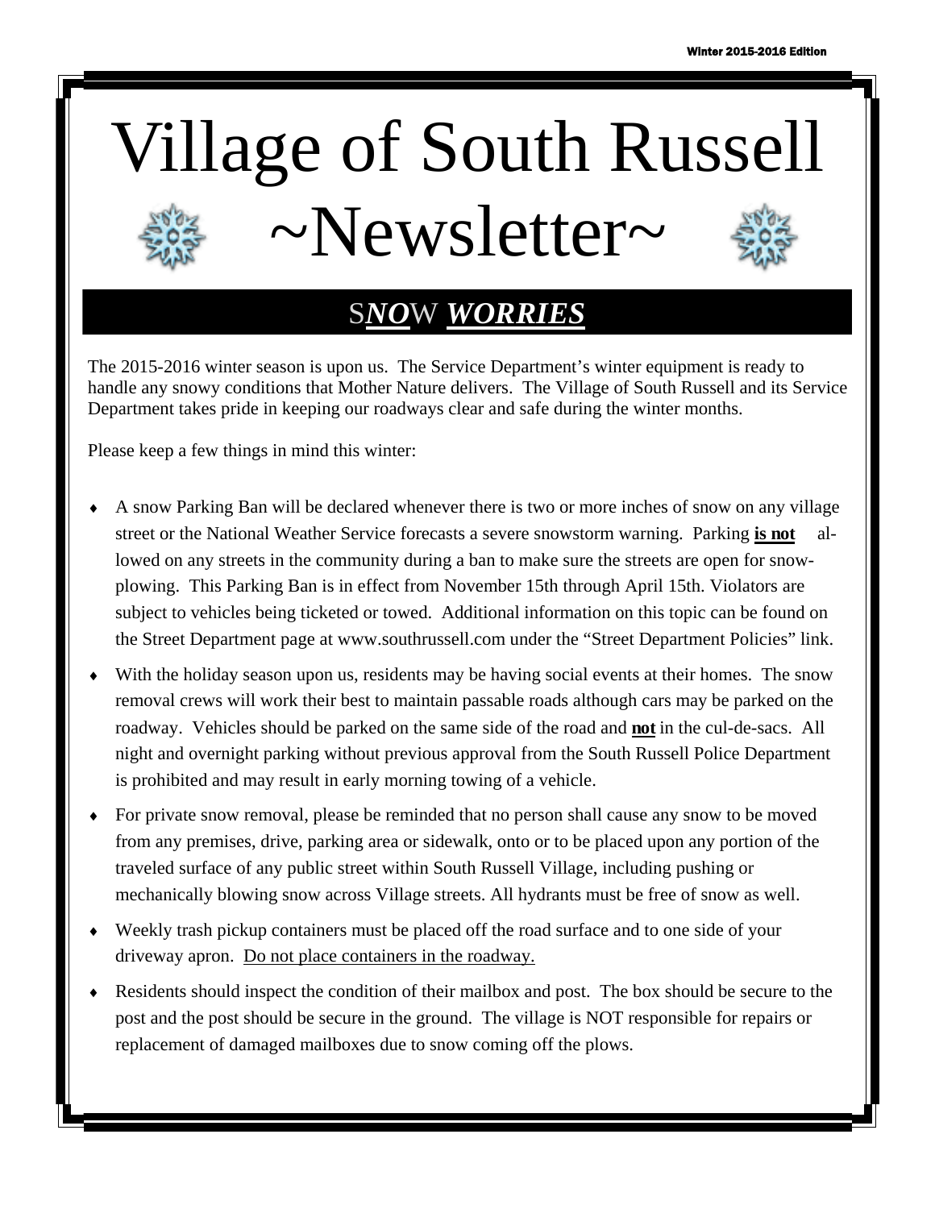Winter 2015-2016 Edition

# Village of South Russell ~Newsletter~

## S***NO***W ***WORRIES***

The 2015-2016 winter season is upon us. The Service Department's winter equipment is ready to handle any snowy conditions that Mother Nature delivers. The Village of South Russell and its Service Department takes pride in keeping our roadways clear and safe during the winter months.

Please keep a few things in mind this winter:

- A snow Parking Ban will be declared whenever there is two or more inches of snow on any village street or the National Weather Service forecasts a severe snowstorm warning. Parking **is not** allowed on any streets in the community during a ban to make sure the streets are open for snow-plowing. This Parking Ban is in effect from November 15th through April 15th. Violators are subject to vehicles being ticketed or towed. Additional information on this topic can be found on the Street Department page at www.southrussell.com under the "Street Department Policies" link.
- With the holiday season upon us, residents may be having social events at their homes. The snow removal crews will work their best to maintain passable roads although cars may be parked on the roadway. Vehicles should be parked on the same side of the road and **not** in the cul-de-sacs. All night and overnight parking without previous approval from the South Russell Police Department is prohibited and may result in early morning towing of a vehicle.
- For private snow removal, please be reminded that no person shall cause any snow to be moved from any premises, drive, parking area or sidewalk, onto or to be placed upon any portion of the traveled surface of any public street within South Russell Village, including pushing or mechanically blowing snow across Village streets. All hydrants must be free of snow as well.
- Weekly trash pickup containers must be placed off the road surface and to one side of your driveway apron. Do not place containers in the roadway.
- Residents should inspect the condition of their mailbox and post. The box should be secure to the post and the post should be secure in the ground. The village is NOT responsible for repairs or replacement of damaged mailboxes due to snow coming off the plows.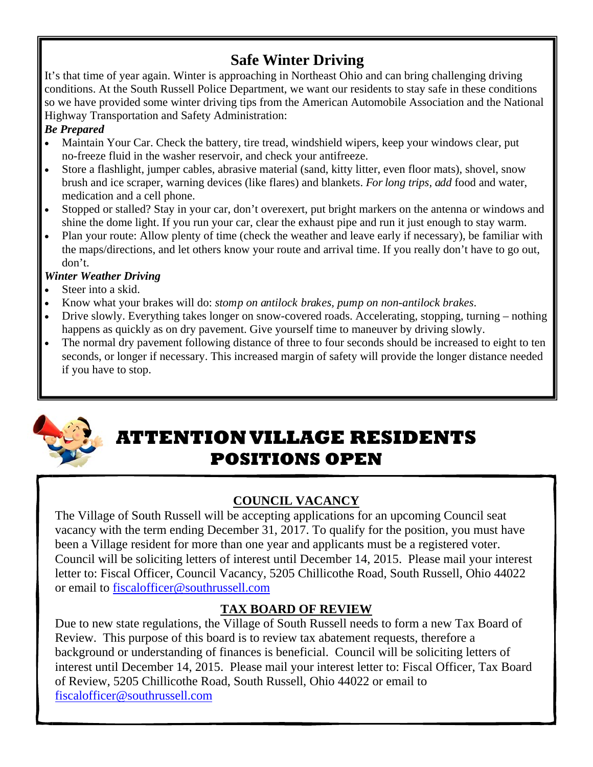## Safe Winter Driving

It's that time of year again. Winter is approaching in Northeast Ohio and can bring challenging driving conditions. At the South Russell Police Department, we want our residents to stay safe in these conditions so we have provided some winter driving tips from the American Automobile Association and the National Highway Transportation and Safety Administration:

***Be Prepared***

- Maintain Your Car. Check the battery, tire tread, windshield wipers, keep your windows clear, put no-freeze fluid in the washer reservoir, and check your antifreeze.
- Store a flashlight, jumper cables, abrasive material (sand, kitty litter, even floor mats), shovel, snow brush and ice scraper, warning devices (like flares) and blankets. *For long trips, add* food and water, medication and a cell phone.
- Stopped or stalled? Stay in your car, don't overexert, put bright markers on the antenna or windows and shine the dome light. If you run your car, clear the exhaust pipe and run it just enough to stay warm.
- Plan your route: Allow plenty of time (check the weather and leave early if necessary), be familiar with the maps/directions, and let others know your route and arrival time. If you really don't have to go out, don't.

***Winter Weather Driving***

- Steer into a skid.
- Know what your brakes will do: *stomp on antilock brakes, pump on non-antilock brakes.*
- Drive slowly. Everything takes longer on snow-covered roads. Accelerating, stopping, turning – nothing happens as quickly as on dry pavement. Give yourself time to maneuver by driving slowly.
- The normal dry pavement following distance of three to four seconds should be increased to eight to ten seconds, or longer if necessary. This increased margin of safety will provide the longer distance needed if you have to stop.

# ATTENTION VILLAGE RESIDENTS
# POSITIONS OPEN

### COUNCIL VACANCY

The Village of South Russell will be accepting applications for an upcoming Council seat vacancy with the term ending December 31, 2017. To qualify for the position, you must have been a Village resident for more than one year and applicants must be a registered voter. Council will be soliciting letters of interest until December 14, 2015. Please mail your interest letter to: Fiscal Officer, Council Vacancy, 5205 Chillicothe Road, South Russell, Ohio 44022 or email to fiscalofficer@southrussell.com

### TAX BOARD OF REVIEW

Due to new state regulations, the Village of South Russell needs to form a new Tax Board of Review. This purpose of this board is to review tax abatement requests, therefore a background or understanding of finances is beneficial. Council will be soliciting letters of interest until December 14, 2015. Please mail your interest letter to: Fiscal Officer, Tax Board of Review, 5205 Chillicothe Road, South Russell, Ohio 44022 or email to fiscalofficer@southrussell.com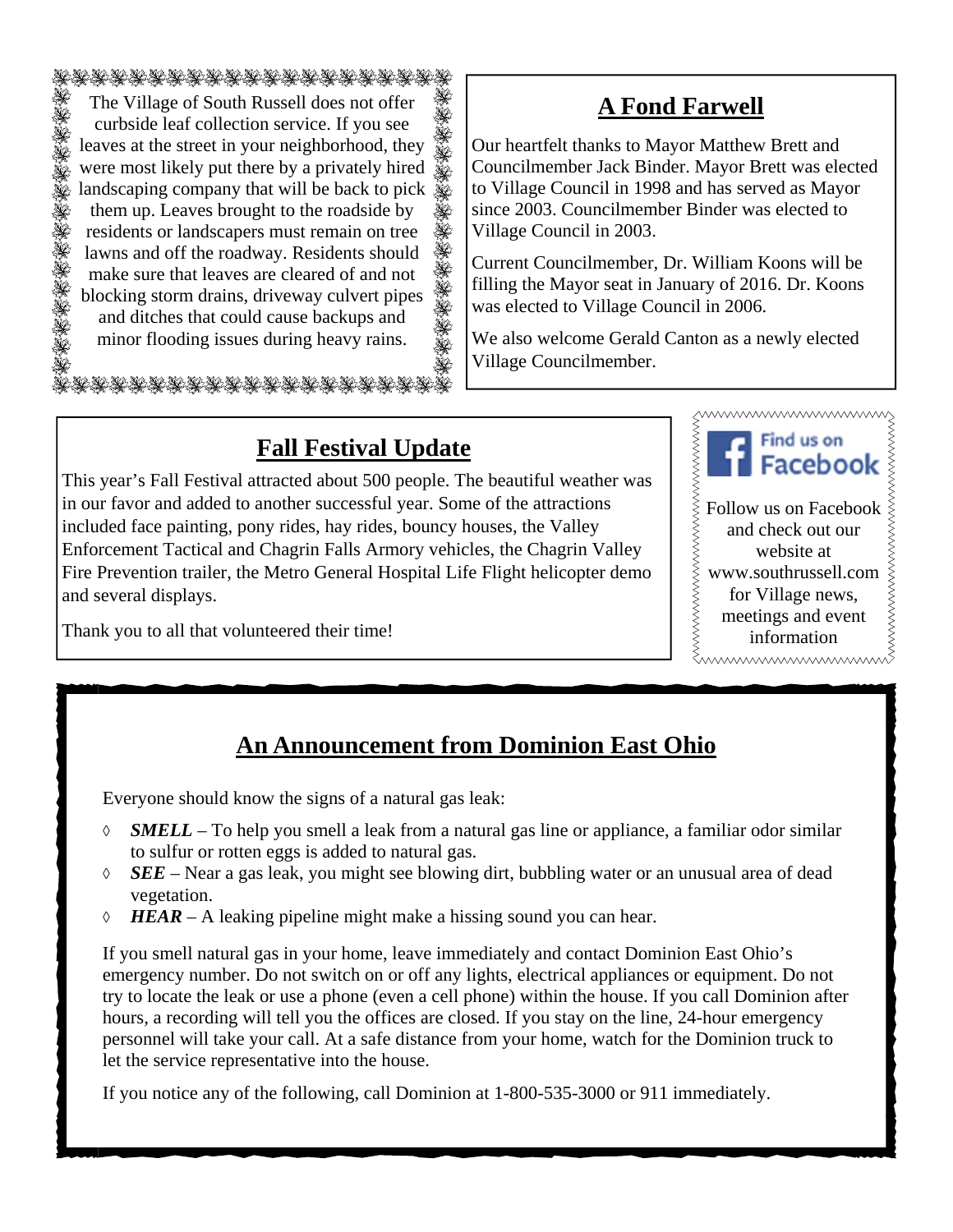The Village of South Russell does not offer curbside leaf collection service. If you see leaves at the street in your neighborhood, they were most likely put there by a privately hired landscaping company that will be back to pick them up. Leaves brought to the roadside by residents or landscapers must remain on tree lawns and off the roadway. Residents should make sure that leaves are cleared of and not blocking storm drains, driveway culvert pipes and ditches that could cause backups and minor flooding issues during heavy rains.

## A Fond Farwell

Our heartfelt thanks to Mayor Matthew Brett and Councilmember Jack Binder. Mayor Brett was elected to Village Council in 1998 and has served as Mayor since 2003. Councilmember Binder was elected to Village Council in 2003.

Current Councilmember, Dr. William Koons will be filling the Mayor seat in January of 2016. Dr. Koons was elected to Village Council in 2006.

We also welcome Gerald Canton as a newly elected Village Councilmember.

## Fall Festival Update

This year's Fall Festival attracted about 500 people. The beautiful weather was in our favor and added to another successful year. Some of the attractions included face painting, pony rides, hay rides, bouncy houses, the Valley Enforcement Tactical and Chagrin Falls Armory vehicles, the Chagrin Valley Fire Prevention trailer, the Metro General Hospital Life Flight helicopter demo and several displays.

Thank you to all that volunteered their time!

Find us on Facebook

Follow us on Facebook and check out our website at www.southrussell.com for Village news, meetings and event information

## An Announcement from Dominion East Ohio

Everyone should know the signs of a natural gas leak:

- ***SMELL*** – To help you smell a leak from a natural gas line or appliance, a familiar odor similar to sulfur or rotten eggs is added to natural gas.
- ***SEE*** – Near a gas leak, you might see blowing dirt, bubbling water or an unusual area of dead vegetation.
- ***HEAR*** – A leaking pipeline might make a hissing sound you can hear.

If you smell natural gas in your home, leave immediately and contact Dominion East Ohio's emergency number. Do not switch on or off any lights, electrical appliances or equipment. Do not try to locate the leak or use a phone (even a cell phone) within the house. If you call Dominion after hours, a recording will tell you the offices are closed. If you stay on the line, 24-hour emergency personnel will take your call. At a safe distance from your home, watch for the Dominion truck to let the service representative into the house.

If you notice any of the following, call Dominion at 1-800-535-3000 or 911 immediately.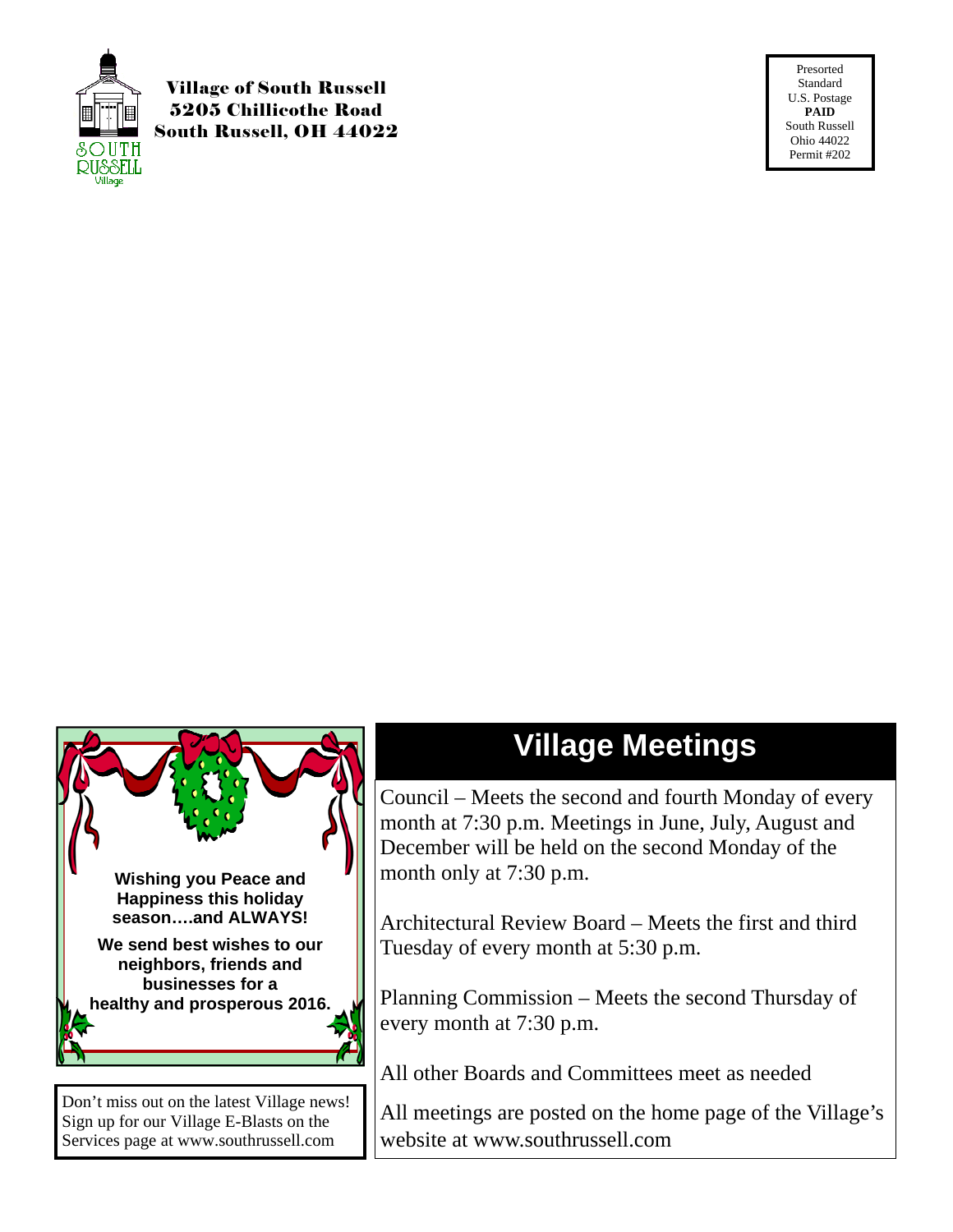**Village of South Russell**
**5205 Chillicothe Road**
**South Russell, OH 44022**

Presorted
Standard
U.S. Postage
**PAID**
South Russell
Ohio 44022
Permit #202

**Wishing you Peace and Happiness this holiday season….and ALWAYS!**

**We send best wishes to our neighbors, friends and businesses for a healthy and prosperous 2016.**

Don't miss out on the latest Village news! Sign up for our Village E-Blasts on the Services page at www.southrussell.com

## Village Meetings

Council – Meets the second and fourth Monday of every month at 7:30 p.m. Meetings in June, July, August and December will be held on the second Monday of the month only at 7:30 p.m.

Architectural Review Board – Meets the first and third Tuesday of every month at 5:30 p.m.

Planning Commission – Meets the second Thursday of every month at 7:30 p.m.

All other Boards and Committees meet as needed

All meetings are posted on the home page of the Village's website at www.southrussell.com